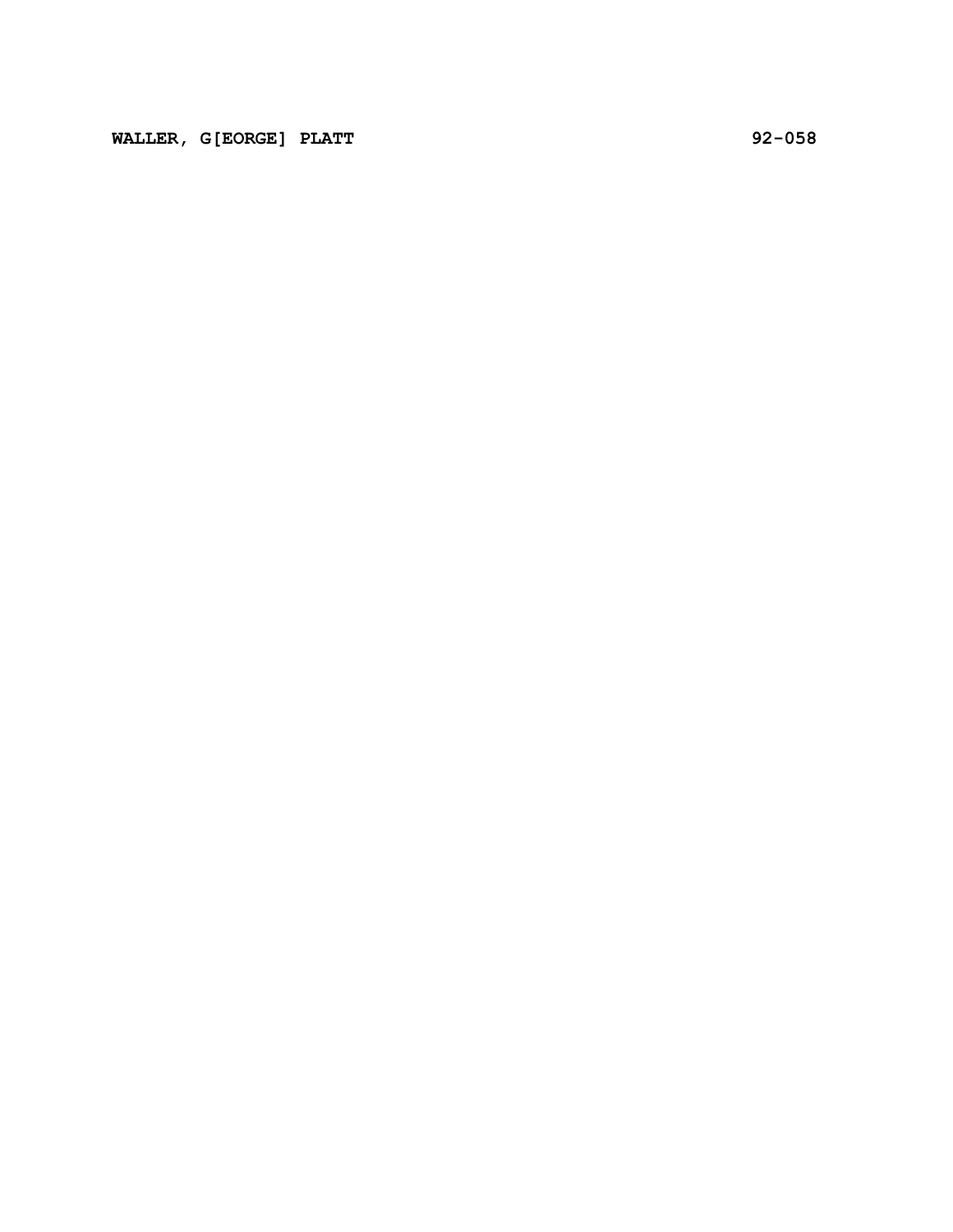**WALLER, G[EORGE] PLATT** 92-058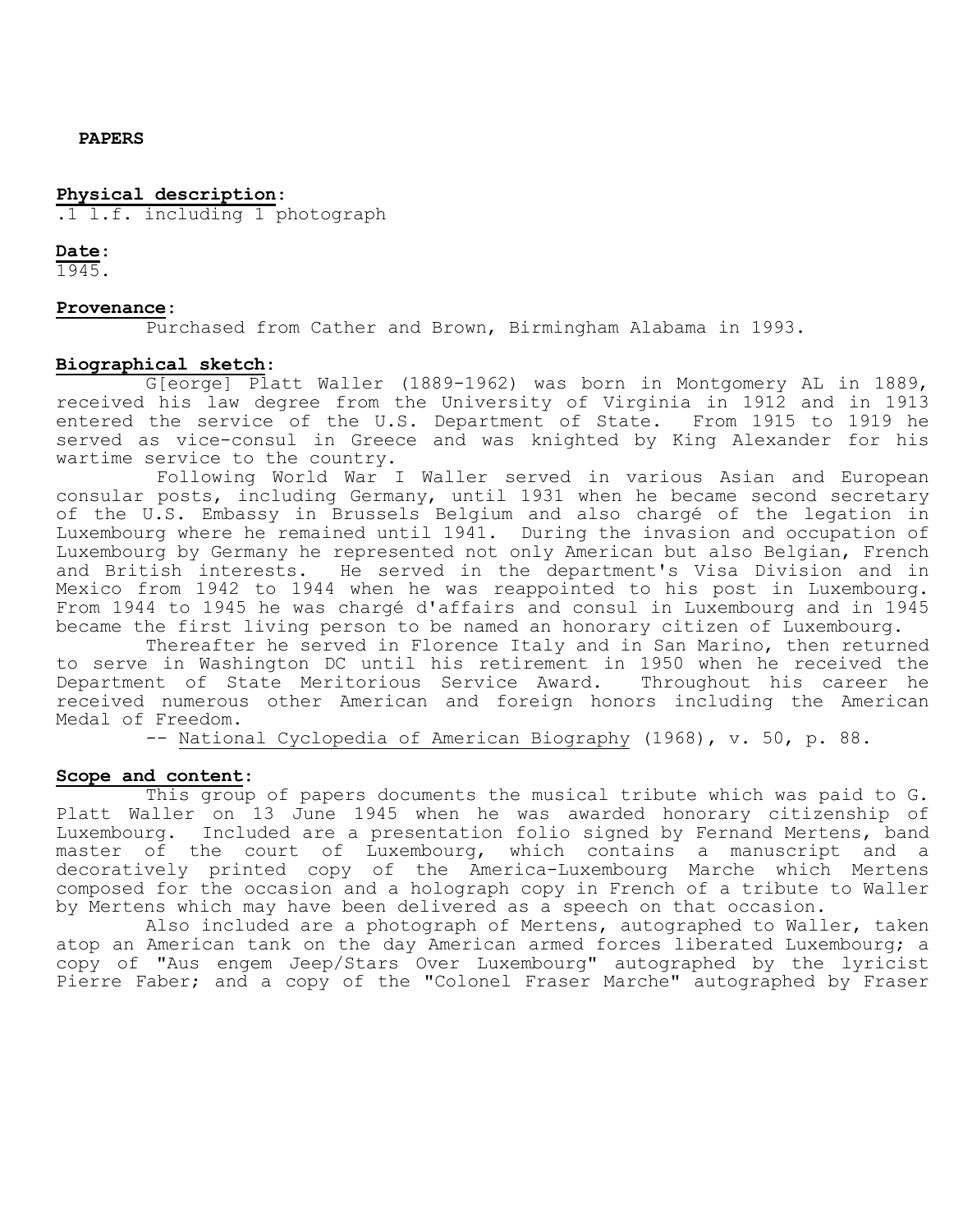**PAPERS**

**Physical description**:
.1 l.f. including 1 photograph

**Date**:
1945.

**Provenance**:

Purchased from Cather and Brown, Birmingham Alabama in 1993.

**Biographical sketch**:

G[eorge] Platt Waller (1889-1962) was born in Montgomery AL in 1889, received his law degree from the University of Virginia in 1912 and in 1913 entered the service of the U.S. Department of State. From 1915 to 1919 he served as vice-consul in Greece and was knighted by King Alexander for his wartime service to the country.

Following World War I Waller served in various Asian and European consular posts, including Germany, until 1931 when he became second secretary of the U.S. Embassy in Brussels Belgium and also chargé of the legation in Luxembourg where he remained until 1941. During the invasion and occupation of Luxembourg by Germany he represented not only American but also Belgian, French and British interests. He served in the department's Visa Division and in Mexico from 1942 to 1944 when he was reappointed to his post in Luxembourg. From 1944 to 1945 he was chargé d'affairs and consul in Luxembourg and in 1945 became the first living person to be named an honorary citizen of Luxembourg.

Thereafter he served in Florence Italy and in San Marino, then returned to serve in Washington DC until his retirement in 1950 when he received the Department of State Meritorious Service Award. Throughout his career he received numerous other American and foreign honors including the American Medal of Freedom.

-- National Cyclopedia of American Biography (1968), v. 50, p. 88.

**Scope and content**:

This group of papers documents the musical tribute which was paid to G. Platt Waller on 13 June 1945 when he was awarded honorary citizenship of Luxembourg. Included are a presentation folio signed by Fernand Mertens, band master of the court of Luxembourg, which contains a manuscript and a decoratively printed copy of the America-Luxembourg Marche which Mertens composed for the occasion and a holograph copy in French of a tribute to Waller by Mertens which may have been delivered as a speech on that occasion.

Also included are a photograph of Mertens, autographed to Waller, taken atop an American tank on the day American armed forces liberated Luxembourg; a copy of "Aus engem Jeep/Stars Over Luxembourg" autographed by the lyricist Pierre Faber; and a copy of the "Colonel Fraser Marche" autographed by Fraser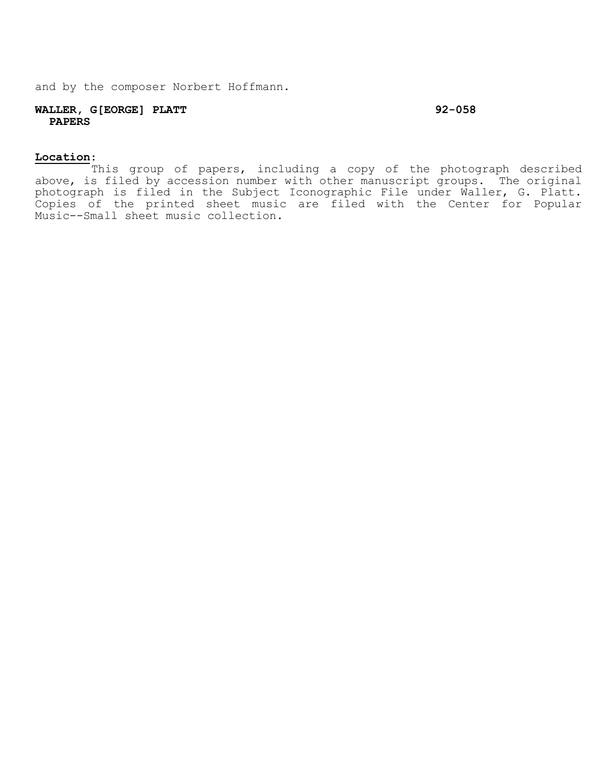and by the composer Norbert Hoffmann.

**WALLER, G[EORGE] PLATT** **92-058**
**PAPERS**

**Location**:

This group of papers, including a copy of the photograph described above, is filed by accession number with other manuscript groups. The original photograph is filed in the Subject Iconographic File under Waller, G. Platt. Copies of the printed sheet music are filed with the Center for Popular Music--Small sheet music collection.